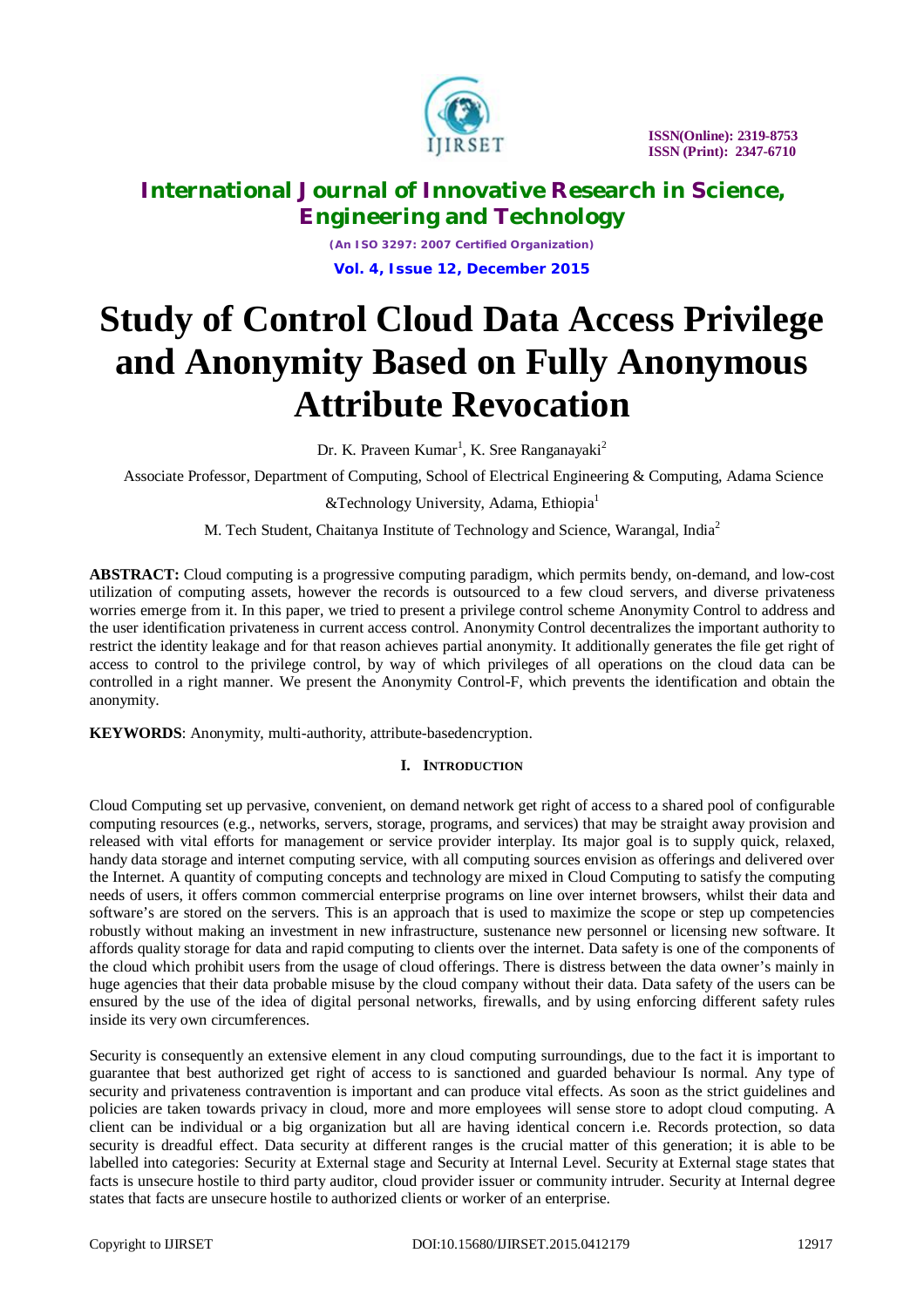# Study of Control Cloud Data Access Privilege and Anonymity Based on Fully Anonymous Attribute Revocation

Dr. K. Praveen Kumar[1], K. Sree Ranganayaki[2]

Associate Professor, Department of Computing, School of Electrical Engineering & Computing, Adama Science &Technology University, Adama, Ethiopia[1]

M. Tech Student, Chaitanya Institute of Technology and Science, Warangal, India[2]

**ABSTRACT:** Cloud computing is a progressive computing paradigm, which permits bendy, on-demand, and low-cost utilization of computing assets, however the records is outsourced to a few cloud servers, and diverse privateness worries emerge from it. In this paper, we tried to present a privilege control scheme Anonymity Control to address and the user identification privateness in current access control. Anonymity Control decentralizes the important authority to restrict the identity leakage and for that reason achieves partial anonymity. It additionally generates the file get right of access to control to the privilege control, by way of which privileges of all operations on the cloud data can be controlled in a right manner. We present the Anonymity Control-F, which prevents the identification and obtain the anonymity.

**KEYWORDS**: Anonymity, multi-authority, attribute-basedencryption.

## I. Introduction

Cloud Computing set up pervasive, convenient, on demand network get right of access to a shared pool of configurable computing resources (e.g., networks, servers, storage, programs, and services) that may be straight away provision and released with vital efforts for management or service provider interplay. Its major goal is to supply quick, relaxed, handy data storage and internet computing service, with all computing sources envision as offerings and delivered over the Internet. A quantity of computing concepts and technology are mixed in Cloud Computing to satisfy the computing needs of users, it offers common commercial enterprise programs on line over internet browsers, whilst their data and software's are stored on the servers. This is an approach that is used to maximize the scope or step up competencies robustly without making an investment in new infrastructure, sustenance new personnel or licensing new software. It affords quality storage for data and rapid computing to clients over the internet. Data safety is one of the components of the cloud which prohibit users from the usage of cloud offerings. There is distress between the data owner's mainly in huge agencies that their data probable misuse by the cloud company without their data. Data safety of the users can be ensured by the use of the idea of digital personal networks, firewalls, and by using enforcing different safety rules inside its very own circumferences.

Security is consequently an extensive element in any cloud computing surroundings, due to the fact it is important to guarantee that best authorized get right of access to is sanctioned and guarded behaviour Is normal. Any type of security and privateness contravention is important and can produce vital effects. As soon as the strict guidelines and policies are taken towards privacy in cloud, more and more employees will sense store to adopt cloud computing. A client can be individual or a big organization but all are having identical concern i.e. Records protection, so data security is dreadful effect. Data security at different ranges is the crucial matter of this generation; it is able to be labelled into categories: Security at External stage and Security at Internal Level. Security at External stage states that facts is unsecure hostile to third party auditor, cloud provider issuer or community intruder. Security at Internal degree states that facts are unsecure hostile to authorized clients or worker of an enterprise.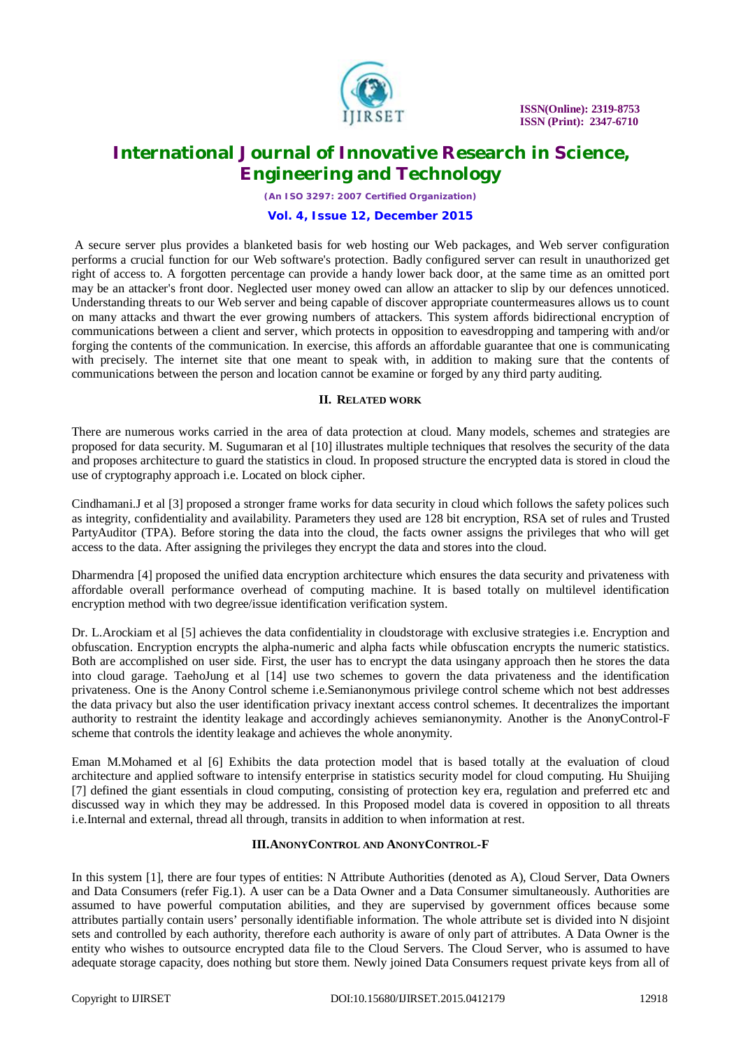A secure server plus provides a blanketed basis for web hosting our Web packages, and Web server configuration performs a crucial function for our Web software's protection. Badly configured server can result in unauthorized get right of access to. A forgotten percentage can provide a handy lower back door, at the same time as an omitted port may be an attacker's front door. Neglected user money owed can allow an attacker to slip by our defences unnoticed. Understanding threats to our Web server and being capable of discover appropriate countermeasures allows us to count on many attacks and thwart the ever growing numbers of attackers. This system affords bidirectional encryption of communications between a client and server, which protects in opposition to eavesdropping and tampering with and/or forging the contents of the communication. In exercise, this affords an affordable guarantee that one is communicating with precisely. The internet site that one meant to speak with, in addition to making sure that the contents of communications between the person and location cannot be examine or forged by any third party auditing.

## II. RELATED WORK

There are numerous works carried in the area of data protection at cloud. Many models, schemes and strategies are proposed for data security. M. Sugumaran et al [10] illustrates multiple techniques that resolves the security of the data and proposes architecture to guard the statistics in cloud. In proposed structure the encrypted data is stored in cloud the use of cryptography approach i.e. Located on block cipher.

Cindhamani.J et al [3] proposed a stronger frame works for data security in cloud which follows the safety polices such as integrity, confidentiality and availability. Parameters they used are 128 bit encryption, RSA set of rules and Trusted PartyAuditor (TPA). Before storing the data into the cloud, the facts owner assigns the privileges that who will get access to the data. After assigning the privileges they encrypt the data and stores into the cloud.

Dharmendra [4] proposed the unified data encryption architecture which ensures the data security and privateness with affordable overall performance overhead of computing machine. It is based totally on multilevel identification encryption method with two degree/issue identification verification system.

Dr. L.Arockiam et al [5] achieves the data confidentiality in cloudstorage with exclusive strategies i.e. Encryption and obfuscation. Encryption encrypts the alpha-numeric and alpha facts while obfuscation encrypts the numeric statistics. Both are accomplished on user side. First, the user has to encrypt the data usingany approach then he stores the data into cloud garage. TaehoJung et al [14] use two schemes to govern the data privateness and the identification privateness. One is the Anony Control scheme i.e.Semianonymous privilege control scheme which not best addresses the data privacy but also the user identification privacy inextant access control schemes. It decentralizes the important authority to restraint the identity leakage and accordingly achieves semianonymity. Another is the AnonyControl-F scheme that controls the identity leakage and achieves the whole anonymity.

Eman M.Mohamed et al [6] Exhibits the data protection model that is based totally at the evaluation of cloud architecture and applied software to intensify enterprise in statistics security model for cloud computing. Hu Shuijing [7] defined the giant essentials in cloud computing, consisting of protection key era, regulation and preferred etc and discussed way in which they may be addressed. In this Proposed model data is covered in opposition to all threats i.e.Internal and external, thread all through, transits in addition to when information at rest.

## III.ANONYCONTROL AND ANONYCONTROL-F

In this system [1], there are four types of entities: N Attribute Authorities (denoted as A), Cloud Server, Data Owners and Data Consumers (refer Fig.1). A user can be a Data Owner and a Data Consumer simultaneously. Authorities are assumed to have powerful computation abilities, and they are supervised by government offices because some attributes partially contain users' personally identifiable information. The whole attribute set is divided into N disjoint sets and controlled by each authority, therefore each authority is aware of only part of attributes. A Data Owner is the entity who wishes to outsource encrypted data file to the Cloud Servers. The Cloud Server, who is assumed to have adequate storage capacity, does nothing but store them. Newly joined Data Consumers request private keys from all of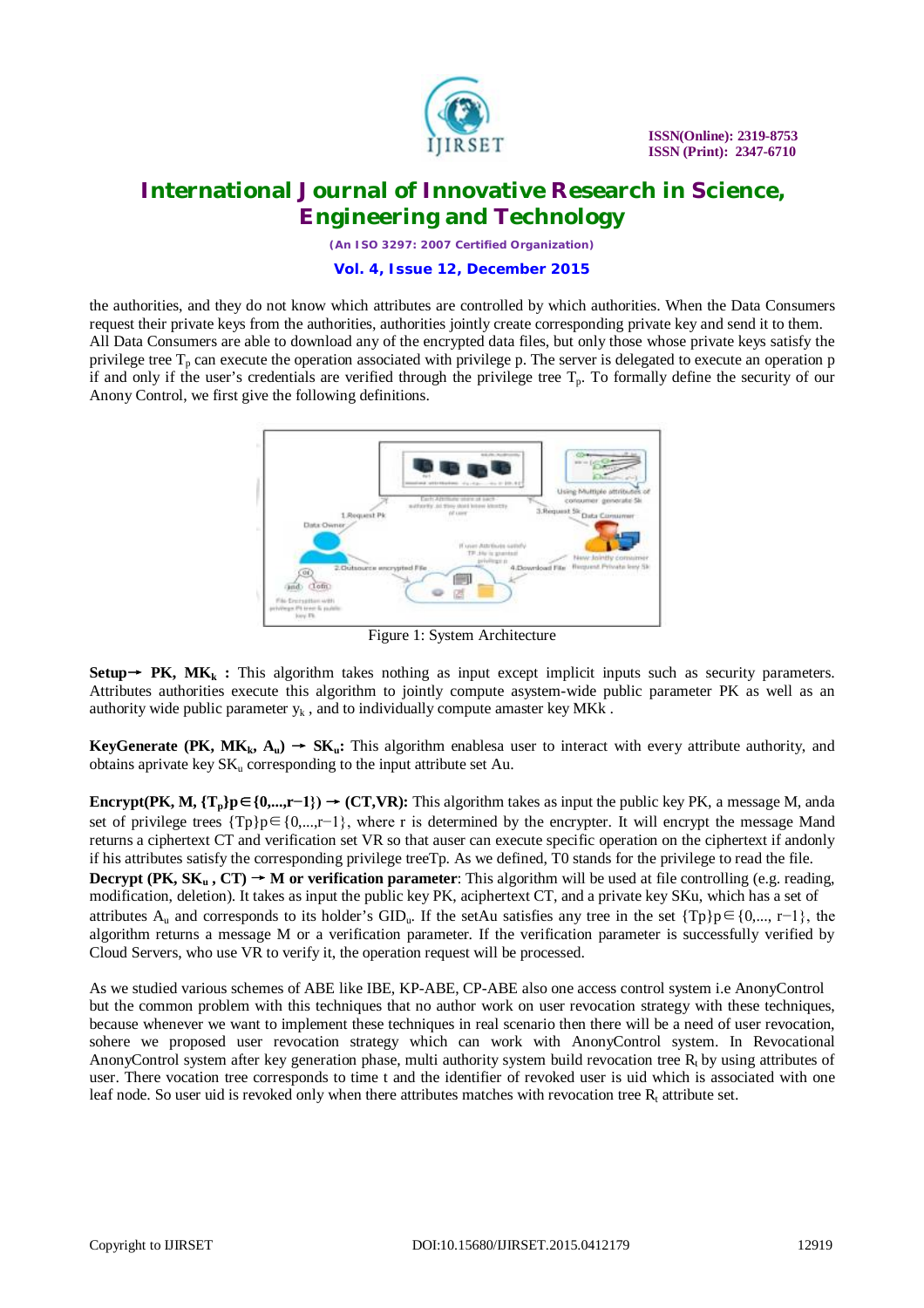the authorities, and they do not know which attributes are controlled by which authorities. When the Data Consumers request their private keys from the authorities, authorities jointly create corresponding private key and send it to them. All Data Consumers are able to download any of the encrypted data files, but only those whose private keys satisfy the privilege tree $T_p$ can execute the operation associated with privilege p. The server is delegated to execute an operation p if and only if the user's credentials are verified through the privilege tree $T_p$. To formally define the security of our Anony Control, we first give the following definitions.

Figure 1: System Architecture

**Setup→ PK, $MK_k$ :** This algorithm takes nothing as input except implicit inputs such as security parameters. Attributes authorities execute this algorithm to jointly compute asystem-wide public parameter PK as well as an authority wide public parameter $y_k$ , and to individually compute amaster key MKk .

**KeyGenerate (PK, $MK_k$, $A_u$) → $SK_u$:** This algorithm enablesa user to interact with every attribute authority, and obtains aprivate key $SK_u$ corresponding to the input attribute set Au.

**Encrypt(PK, M, $\{T_p\}p\in\{0,...,r-1\}$) → (CT,VR):** This algorithm takes as input the public key PK, a message M, anda set of privilege trees $\{Tp\}p\in\{0,...,r-1\}$, where r is determined by the encrypter. It will encrypt the message Mand returns a ciphertext CT and verification set VR so that auser can execute specific operation on the ciphertext if andonly if his attributes satisfy the corresponding privilege treeTp. As we defined, T0 stands for the privilege to read the file.
**Decrypt (PK, $SK_u$ , CT) → M or verification parameter**: This algorithm will be used at file controlling (e.g. reading, modification, deletion). It takes as input the public key PK, aciphertext CT, and a private key SKu, which has a set of attributes $A_u$ and corresponds to its holder's $GID_u$. If the setAu satisfies any tree in the set $\{Tp\}p\in\{0,..., r-1\}$, the algorithm returns a message M or a verification parameter. If the verification parameter is successfully verified by Cloud Servers, who use VR to verify it, the operation request will be processed.

As we studied various schemes of ABE like IBE, KP-ABE, CP-ABE also one access control system i.e AnonyControl but the common problem with this techniques that no author work on user revocation strategy with these techniques, because whenever we want to implement these techniques in real scenario then there will be a need of user revocation, sohere we proposed user revocation strategy which can work with AnonyControl system. In Revocational AnonyControl system after key generation phase, multi authority system build revocation tree $R_t$ by using attributes of user. There vocation tree corresponds to time t and the identifier of revoked user is uid which is associated with one leaf node. So user uid is revoked only when there attributes matches with revocation tree $R_t$ attribute set.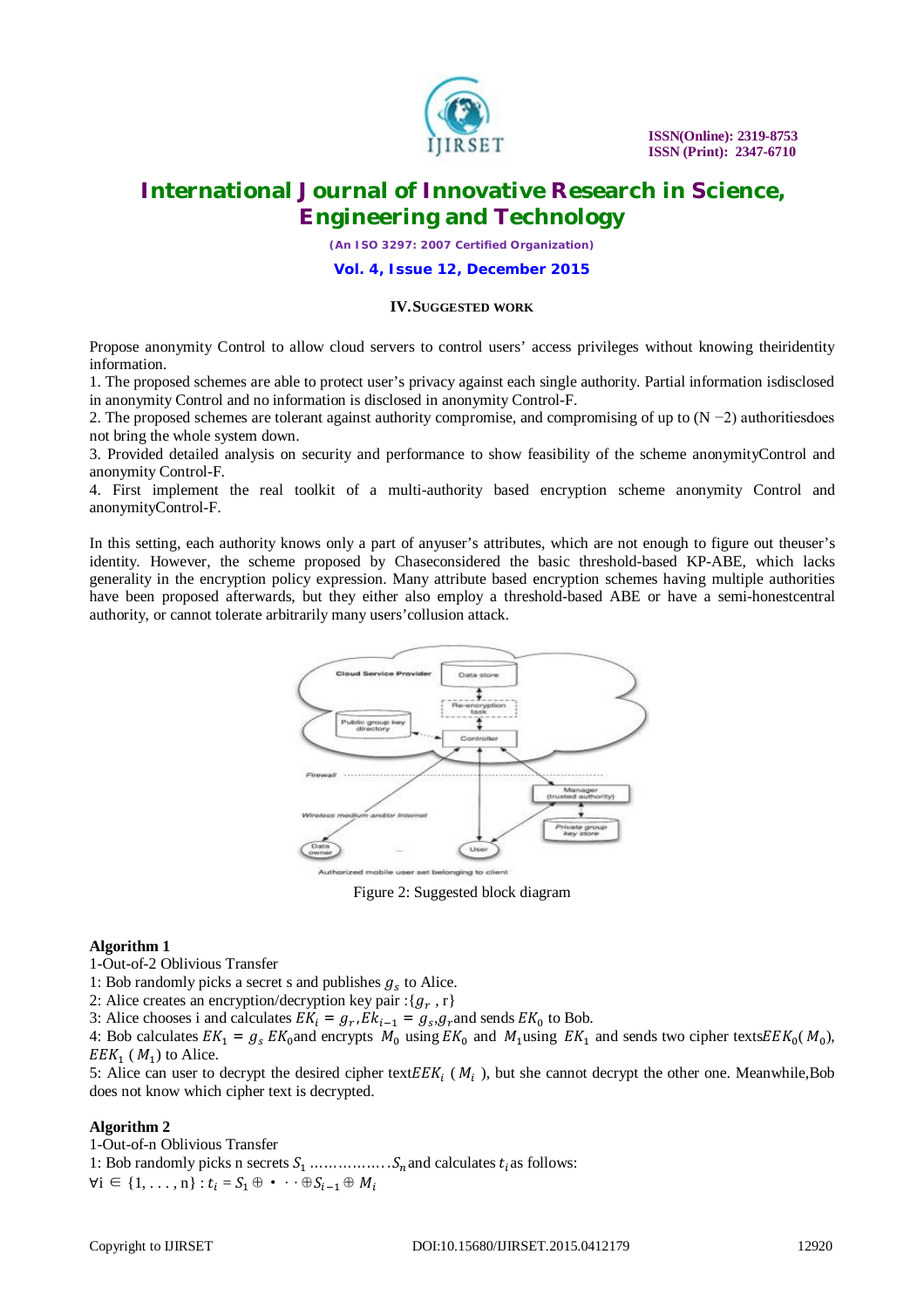## IV. SUGGESTED WORK

Propose anonymity Control to allow cloud servers to control users' access privileges without knowing theiridentity information.

1. The proposed schemes are able to protect user's privacy against each single authority. Partial information isdisclosed in anonymity Control and no information is disclosed in anonymity Control-F.
2. The proposed schemes are tolerant against authority compromise, and compromising of up to (N −2) authoritiesdoes not bring the whole system down.
3. Provided detailed analysis on security and performance to show feasibility of the scheme anonymityControl and anonymity Control-F.
4. First implement the real toolkit of a multi-authority based encryption scheme anonymity Control and anonymityControl-F.

In this setting, each authority knows only a part of anyuser's attributes, which are not enough to figure out theuser's identity. However, the scheme proposed by Chaseconsidered the basic threshold-based KP-ABE, which lacks generality in the encryption policy expression. Many attribute based encryption schemes having multiple authorities have been proposed afterwards, but they either also employ a threshold-based ABE or have a semi-honestcentral authority, or cannot tolerate arbitrarily many users'collusion attack.

Figure 2: Suggested block diagram

**Algorithm 1**

1-Out-of-2 Oblivious Transfer

1: Bob randomly picks a secret s and publishes $g_s$ to Alice.

2: Alice creates an encryption/decryption key pair :{$g_r$ , r}

3: Alice chooses i and calculates $EK_i = g_r, Ek_{i-1} = g_s, g_r$ and sends $EK_0$ to Bob.

4: Bob calculates $EK_1 = g_s\ EK_0$ and encrypts $M_0$ using $EK_0$ and $M_1$ using $EK_1$ and sends two cipher texts $EEK_0(M_0)$, $EEK_1\ (M_1)$ to Alice.

5: Alice can user to decrypt the desired cipher text $EEK_i\ (M_i\ )$, but she cannot decrypt the other one. Meanwhile,Bob does not know which cipher text is decrypted.

**Algorithm 2**

1-Out-of-n Oblivious Transfer

1: Bob randomly picks n secrets $S_1$ …………….. $S_n$ and calculates $t_i$ as follows:

$\forall i \in \{1, \ldots, n\} : t_i = S_1 \oplus \cdots \oplus S_{i-1} \oplus M_i$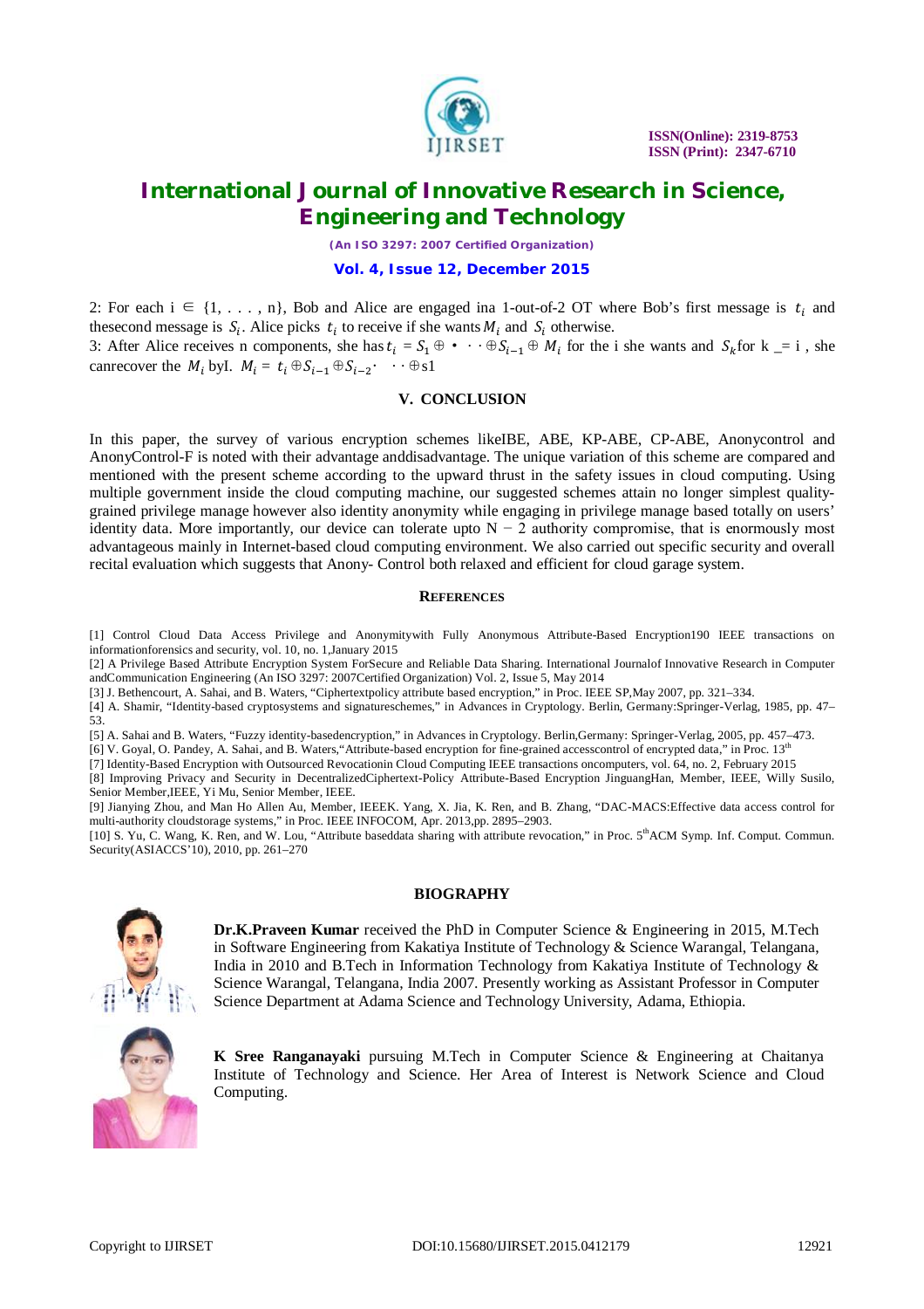2: For each i ∈ {1, . . . , n}, Bob and Alice are engaged ina 1-out-of-2 OT where Bob's first message is $t_i$ and thesecond message is $S_i$. Alice picks $t_i$ to receive if she wants $M_i$ and $S_i$ otherwise.
3: After Alice receives n components, she has $t_i = S_1 \oplus \cdot \cdot \cdot \oplus S_{i-1} \oplus M_i$ for the i she wants and $S_k$ for k _= i , she canrecover the $M_i$ byI. $M_i = t_i \oplus S_{i-1} \oplus S_{i-2} \cdot \cdot \cdot \oplus s1$

## V. CONCLUSION

In this paper, the survey of various encryption schemes likeIBE, ABE, KP-ABE, CP-ABE, Anonycontrol and AnonyControl-F is noted with their advantage anddisadvantage. The unique variation of this scheme are compared and mentioned with the present scheme according to the upward thrust in the safety issues in cloud computing. Using multiple government inside the cloud computing machine, our suggested schemes attain no longer simplest quality-grained privilege manage however also identity anonymity while engaging in privilege manage based totally on users' identity data. More importantly, our device can tolerate upto N − 2 authority compromise, that is enormously most advantageous mainly in Internet-based cloud computing environment. We also carried out specific security and overall recital evaluation which suggests that Anony- Control both relaxed and efficient for cloud garage system.

## REFERENCES

[1] Control Cloud Data Access Privilege and Anonymitywith Fully Anonymous Attribute-Based Encryption190 IEEE transactions on informationforensics and security, vol. 10, no. 1,January 2015
[2] A Privilege Based Attribute Encryption System ForSecure and Reliable Data Sharing. International Journalof Innovative Research in Computer andCommunication Engineering (An ISO 3297: 2007Certified Organization) Vol. 2, Issue 5, May 2014
[3] J. Bethencourt, A. Sahai, and B. Waters, "Ciphertextpolicy attribute based encryption," in Proc. IEEE SP,May 2007, pp. 321–334.
[4] A. Shamir, "Identity-based cryptosystems and signatureschemes," in Advances in Cryptology. Berlin, Germany:Springer-Verlag, 1985, pp. 47–53.
[5] A. Sahai and B. Waters, "Fuzzy identity-basedencryption," in Advances in Cryptology. Berlin,Germany: Springer-Verlag, 2005, pp. 457–473.
[6] V. Goyal, O. Pandey, A. Sahai, and B. Waters,"Attribute-based encryption for fine-grained accesscontrol of encrypted data," in Proc. 13th
[7] Identity-Based Encryption with Outsourced Revocationin Cloud Computing IEEE transactions oncomputers, vol. 64, no. 2, February 2015
[8] Improving Privacy and Security in DecentralizedCiphertext-Policy Attribute-Based Encryption JinguangHan, Member, IEEE, Willy Susilo, Senior Member,IEEE, Yi Mu, Senior Member, IEEE.
[9] Jianying Zhou, and Man Ho Allen Au, Member, IEEEK. Yang, X. Jia, K. Ren, and B. Zhang, "DAC-MACS:Effective data access control for multi-authority cloudstorage systems," in Proc. IEEE INFOCOM, Apr. 2013,pp. 2895–2903.
[10] S. Yu, C. Wang, K. Ren, and W. Lou, "Attribute baseddata sharing with attribute revocation," in Proc. 5thACM Symp. Inf. Comput. Commun. Security(ASIACCS'10), 2010, pp. 261–270

## BIOGRAPHY

**Dr.K.Praveen Kumar** received the PhD in Computer Science & Engineering in 2015, M.Tech in Software Engineering from Kakatiya Institute of Technology & Science Warangal, Telangana, India in 2010 and B.Tech in Information Technology from Kakatiya Institute of Technology & Science Warangal, Telangana, India 2007. Presently working as Assistant Professor in Computer Science Department at Adama Science and Technology University, Adama, Ethiopia.

**K Sree Ranganayaki** pursuing M.Tech in Computer Science & Engineering at Chaitanya Institute of Technology and Science. Her Area of Interest is Network Science and Cloud Computing.